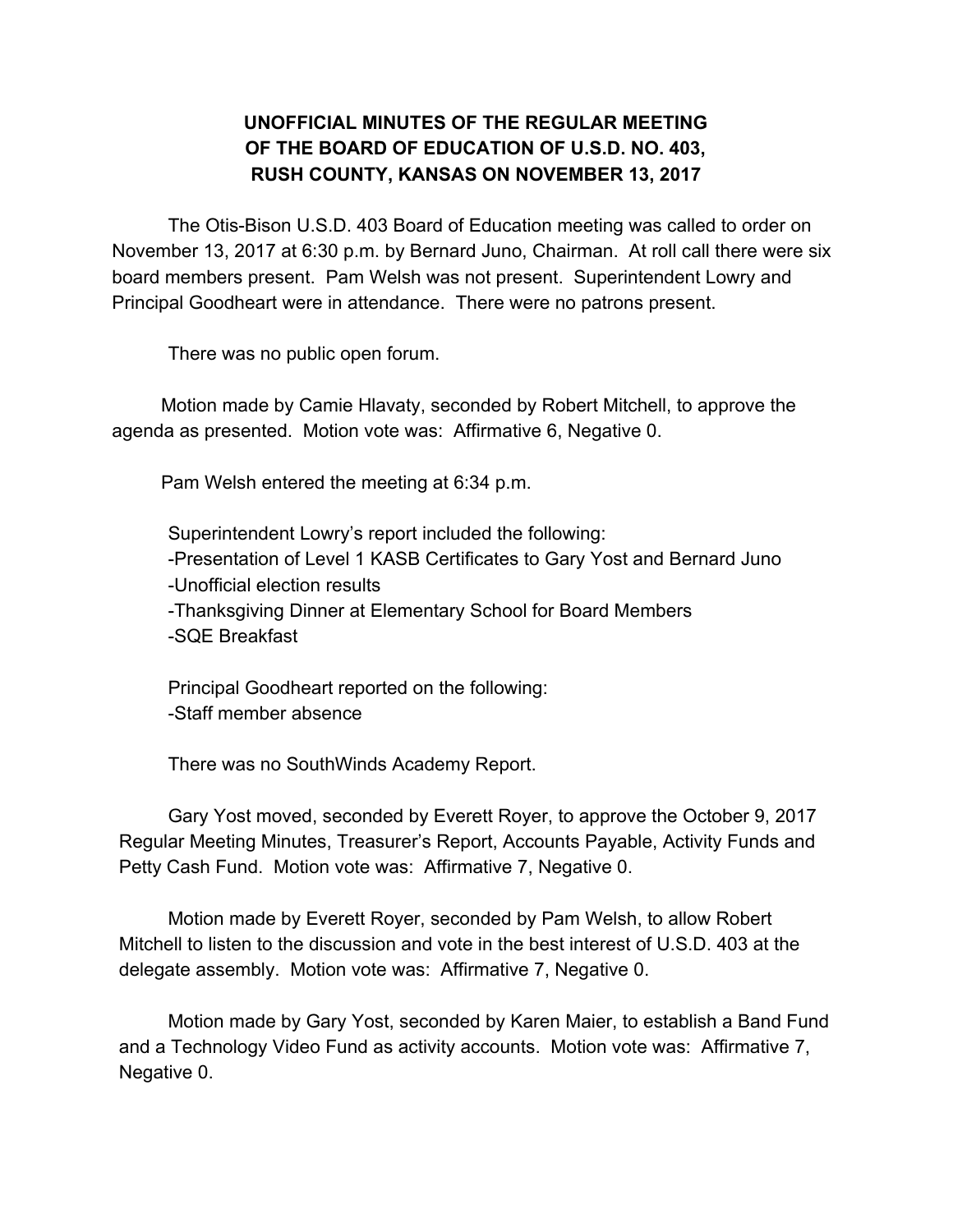# UNOFFICIAL MINUTES OF THE REGULAR MEETING OF THE BOARD OF EDUCATION OF U.S.D. NO. 403, RUSH COUNTY, KANSAS ON NOVEMBER 13, 2017

The Otis-Bison U.S.D. 403 Board of Education meeting was called to order on November 13, 2017 at 6:30 p.m. by Bernard Juno, Chairman. At roll call there were six board members present. Pam Welsh was not present. Superintendent Lowry and Principal Goodheart were in attendance. There were no patrons present.

There was no public open forum.

Motion made by Camie Hlavaty, seconded by Robert Mitchell, to approve the agenda as presented. Motion vote was: Affirmative 6, Negative 0.

Pam Welsh entered the meeting at 6:34 p.m.

Superintendent Lowry's report included the following:
-Presentation of Level 1 KASB Certificates to Gary Yost and Bernard Juno
-Unofficial election results
-Thanksgiving Dinner at Elementary School for Board Members
-SQE Breakfast

Principal Goodheart reported on the following:
-Staff member absence

There was no SouthWinds Academy Report.

Gary Yost moved, seconded by Everett Royer, to approve the October 9, 2017 Regular Meeting Minutes, Treasurer's Report, Accounts Payable, Activity Funds and Petty Cash Fund. Motion vote was: Affirmative 7, Negative 0.

Motion made by Everett Royer, seconded by Pam Welsh, to allow Robert Mitchell to listen to the discussion and vote in the best interest of U.S.D. 403 at the delegate assembly. Motion vote was: Affirmative 7, Negative 0.

Motion made by Gary Yost, seconded by Karen Maier, to establish a Band Fund and a Technology Video Fund as activity accounts. Motion vote was: Affirmative 7, Negative 0.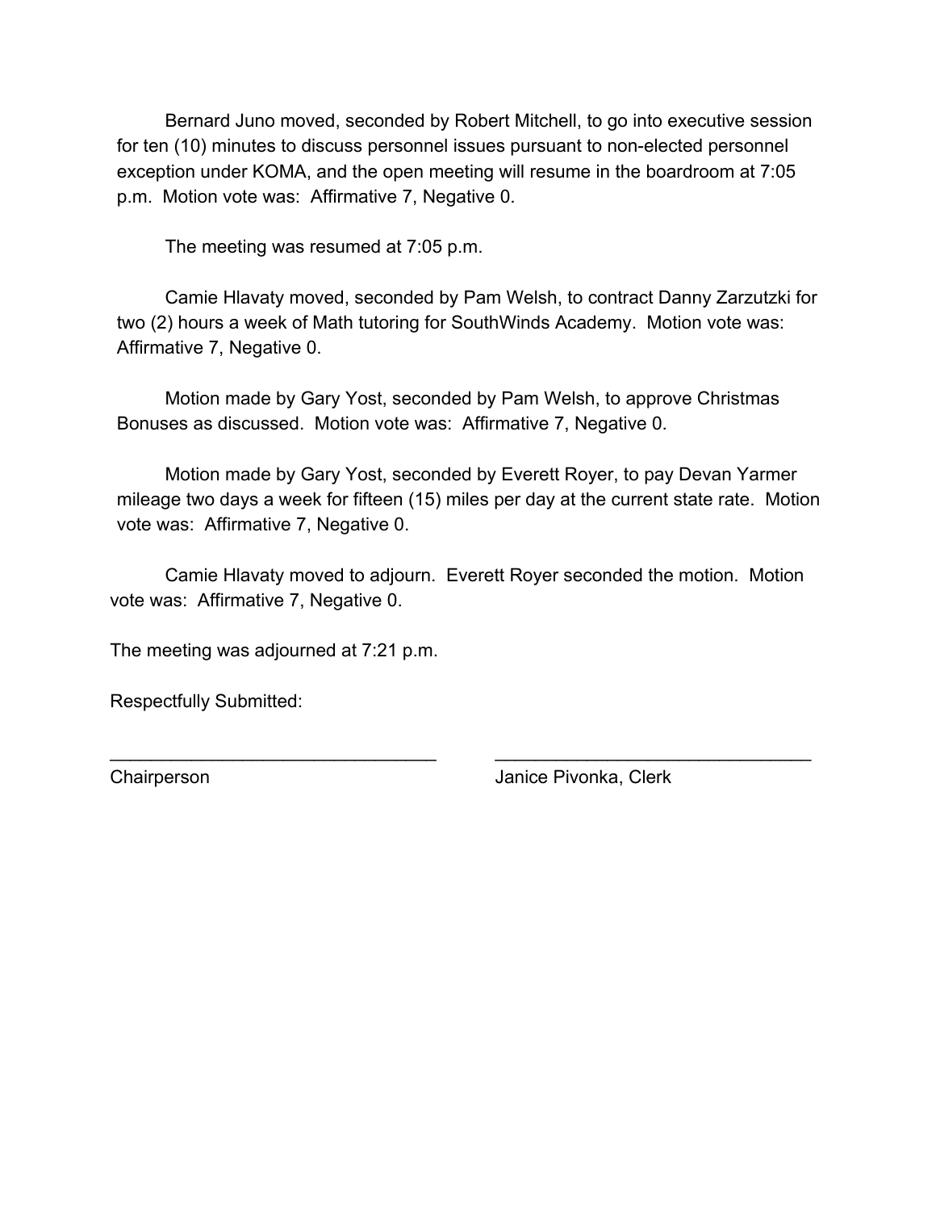Bernard Juno moved, seconded by Robert Mitchell, to go into executive session for ten (10) minutes to discuss personnel issues pursuant to non-elected personnel exception under KOMA, and the open meeting will resume in the boardroom at 7:05 p.m. Motion vote was: Affirmative 7, Negative 0.

The meeting was resumed at 7:05 p.m.

Camie Hlavaty moved, seconded by Pam Welsh, to contract Danny Zarzutzki for two (2) hours a week of Math tutoring for SouthWinds Academy. Motion vote was: Affirmative 7, Negative 0.

Motion made by Gary Yost, seconded by Pam Welsh, to approve Christmas Bonuses as discussed. Motion vote was: Affirmative 7, Negative 0.

Motion made by Gary Yost, seconded by Everett Royer, to pay Devan Yarmer mileage two days a week for fifteen (15) miles per day at the current state rate. Motion vote was: Affirmative 7, Negative 0.

Camie Hlavaty moved to adjourn. Everett Royer seconded the motion. Motion vote was: Affirmative 7, Negative 0.

The meeting was adjourned at 7:21 p.m.

Respectfully Submitted:

\_\_\_\_\_\_\_\_\_\_\_\_\_\_\_\_\_\_\_\_\_\_\_\_\_\_\_\_\_\_\_\_ \_\_\_\_\_\_\_\_\_\_\_\_\_\_\_\_\_\_\_\_\_\_\_\_\_\_\_\_\_\_\_\_

Chairperson Janice Pivonka, Clerk